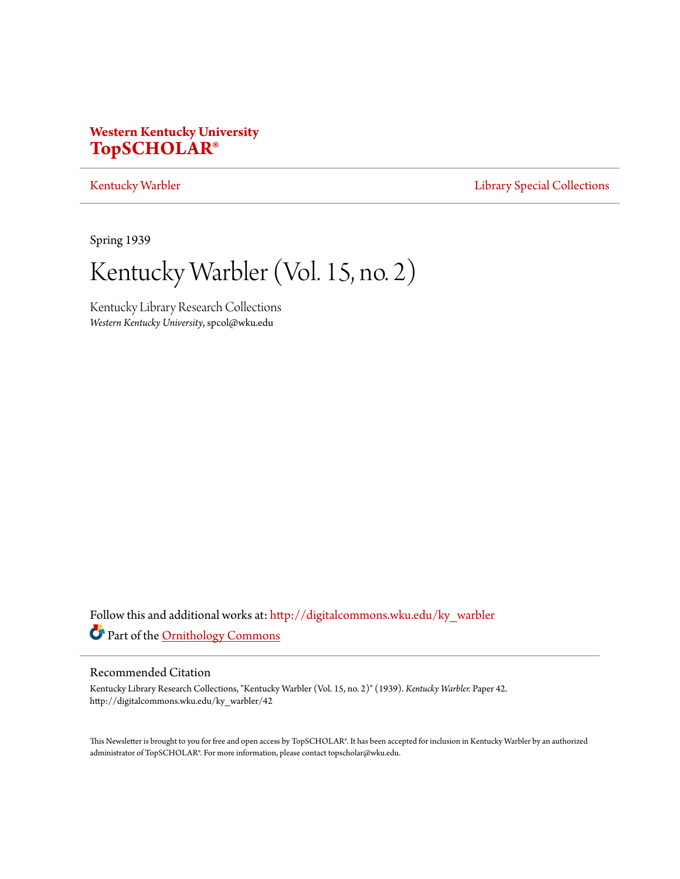**Western Kentucky University**
**TopSCHOLAR®**

Kentucky Warbler | Library Special Collections

Spring 1939

# Kentucky Warbler (Vol. 15, no. 2)

Kentucky Library Research Collections
*Western Kentucky University*, spcol@wku.edu

Follow this and additional works at: http://digitalcommons.wku.edu/ky_warbler

Part of the Ornithology Commons

## Recommended Citation

Kentucky Library Research Collections, "Kentucky Warbler (Vol. 15, no. 2)" (1939). *Kentucky Warbler.* Paper 42.
http://digitalcommons.wku.edu/ky_warbler/42

This Newsletter is brought to you for free and open access by TopSCHOLAR®. It has been accepted for inclusion in Kentucky Warbler by an authorized administrator of TopSCHOLAR®. For more information, please contact topscholar@wku.edu.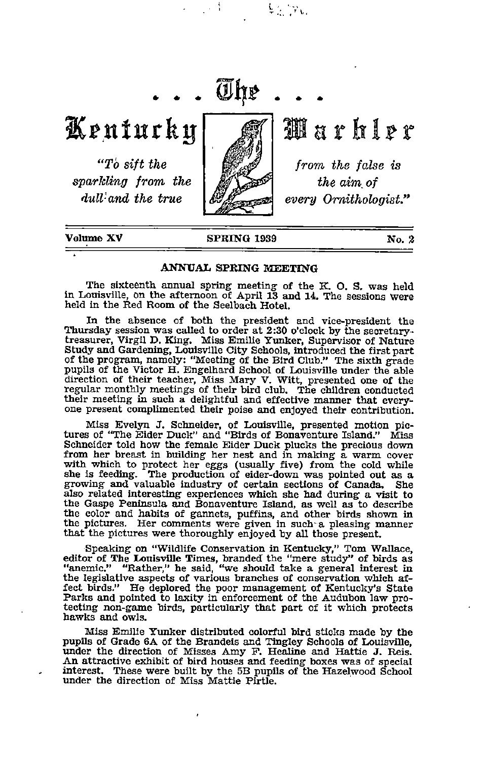# . . . The . . .

# Kentucky Warbler

*"To sift the sparkling from the dull and the true from the false is the aim of every Ornithologist."*

**Volume XV** — **SPRING 1939** — **No. 2**

## ANNUAL SPRING MEETING

The sixteenth annual spring meeting of the K. O. S. was held in Louisville, on the afternoon of April 13 and 14. The sessions were held in the Red Room of the Seelbach Hotel.

In the absence of both the president and vice-president the Thursday session was called to order at 2:30 o'clock by the secretary-treasurer, Virgil D. King. Miss Emilie Yunker, Supervisor of Nature Study and Gardening, Louisville City Schools, introduced the first part of the program, namely: "Meeting of the Bird Club." The sixth grade pupils of the Victor H. Engelhard School of Louisville under the able direction of their teacher, Miss Mary V. Witt, presented one of the regular monthly meetings of their bird club. The children conducted their meeting in such a delightful and effective manner that everyone present complimented their poise and enjoyed their contribution.

Miss Evelyn J. Schneider, of Louisville, presented motion pictures of "The Eider Duck" and "Birds of Bonaventure Island." Miss Schneider told how the female Eider Duck plucks the precious down from her breast in building her nest and in making a warm cover with which to protect her eggs (usually five) from the cold while she is feeding. The production of eider-down was pointed out as a growing and valuable industry of certain sections of Canada. She also related interesting experiences which she had during a visit to the Gaspe Peninsula and Bonaventure Island, as well as to describe the color and habits of gannets, puffins, and other birds shown in the pictures. Her comments were given in such a pleasing manner that the pictures were thoroughly enjoyed by all those present.

Speaking on "Wildlife Conservation in Kentucky," Tom Wallace, editor of The Louisville Times, branded the "mere study" of birds as "anemic." "Rather," he said, "we should take a general interest in the legislative aspects of various branches of conservation which affect birds." He deplored the poor management of Kentucky's State Parks and pointed to laxity in enforcement of the Audubon law protecting non-game birds, particularly that part of it which protects hawks and owls.

Miss Emilie Yunker distributed colorful bird sticks made by the pupils of Grade 6A of the Brandeis and Tingley Schools of Louisville, under the direction of Misses Amy F. Healine and Hattie J. Reis. An attractive exhibit of bird houses and feeding boxes was of special interest. These were built by the 5B pupils of the Hazelwood School under the direction of Miss Mattie Pirtle.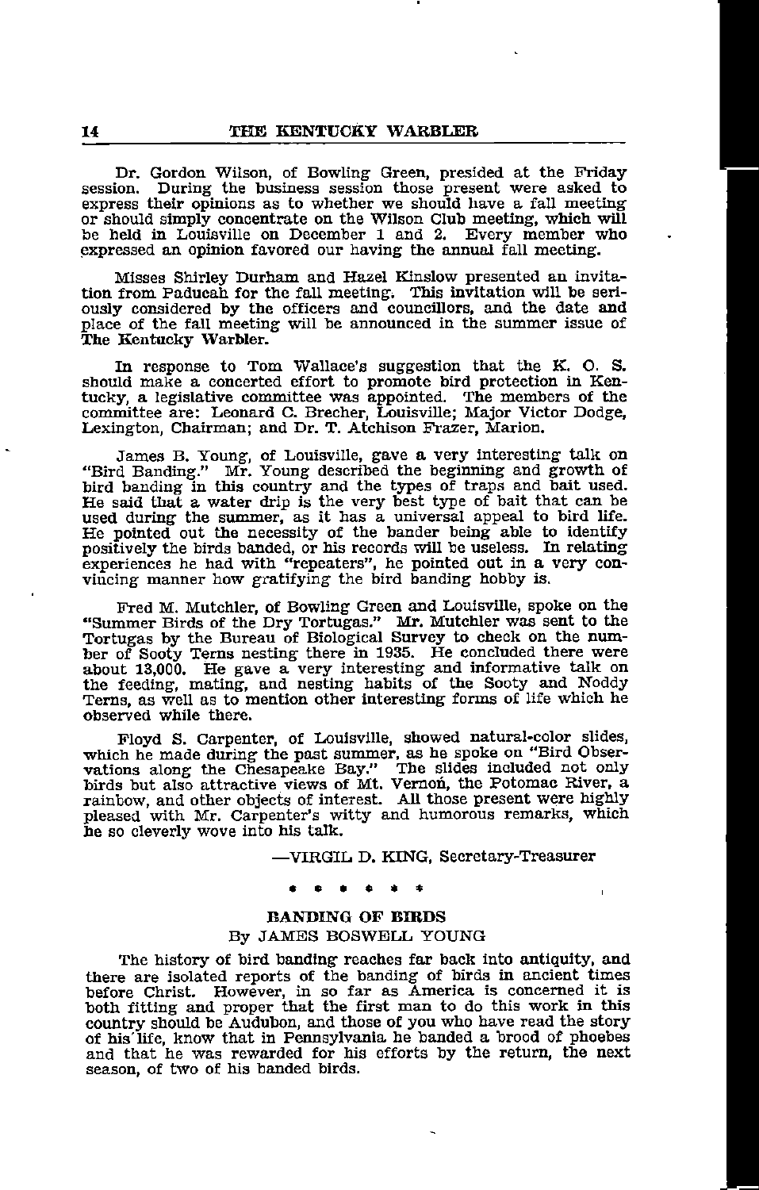Dr. Gordon Wilson, of Bowling Green, presided at the Friday session. During the business session those present were asked to express their opinions as to whether we should have a fall meeting or should simply concentrate on the Wilson Club meeting, which will be held in Louisville on December 1 and 2. Every member who expressed an opinion favored our having the annual fall meeting.

Misses Shirley Durham and Hazel Kinslow presented an invitation from Paducah for the fall meeting. This invitation will be seriously considered by the officers and councillors, and the date and place of the fall meeting will be announced in the summer issue of **The Kentucky Warbler.**

In response to Tom Wallace's suggestion that the K. O. S. should make a concerted effort to promote bird protection in Kentucky, a legislative committee was appointed. The members of the committee are: Leonard C. Brecher, Louisville; Major Victor Dodge, Lexington, Chairman; and Dr. T. Atchison Frazer, Marion.

James B. Young, of Louisville, gave a very interesting talk on "Bird Banding." Mr. Young described the beginning and growth of bird banding in this country and the types of traps and bait used. He said that a water drip is the very best type of bait that can be used during the summer, as it has a universal appeal to bird life. He pointed out the necessity of the bander being able to identify positively the birds banded, or his records will be useless. In relating experiences he had with "repeaters", he pointed out in a very convincing manner how gratifying the bird banding hobby is.

Fred M. Mutchler, of Bowling Green and Louisville, spoke on the "Summer Birds of the Dry Tortugas." Mr. Mutchler was sent to the Tortugas by the Bureau of Biological Survey to check on the number of Sooty Terns nesting there in 1935. He concluded there were about 13,000. He gave a very interesting and informative talk on the feeding, mating, and nesting habits of the Sooty and Noddy Terns, as well as to mention other interesting forms of life which he observed while there.

Floyd S. Carpenter, of Louisville, showed natural-color slides, which he made during the past summer, as he spoke on "Bird Observations along the Chesapeake Bay." The slides included not only birds but also attractive views of Mt. Vernon, the Potomac River, a rainbow, and other objects of interest. All those present were highly pleased with Mr. Carpenter's witty and humorous remarks, which he so cleverly wove into his talk.

—VIRGIL D. KING, Secretary-Treasurer

\* \* \* \* \* \*

## BANDING OF BIRDS

By JAMES BOSWELL YOUNG

The history of bird banding reaches far back into antiquity, and there are isolated reports of the banding of birds in ancient times before Christ. However, in so far as America is concerned it is both fitting and proper that the first man to do this work in this country should be Audubon, and those of you who have read the story of his life, know that in Pennsylvania he banded a brood of phoebes and that he was rewarded for his efforts by the return, the next season, of two of his banded birds.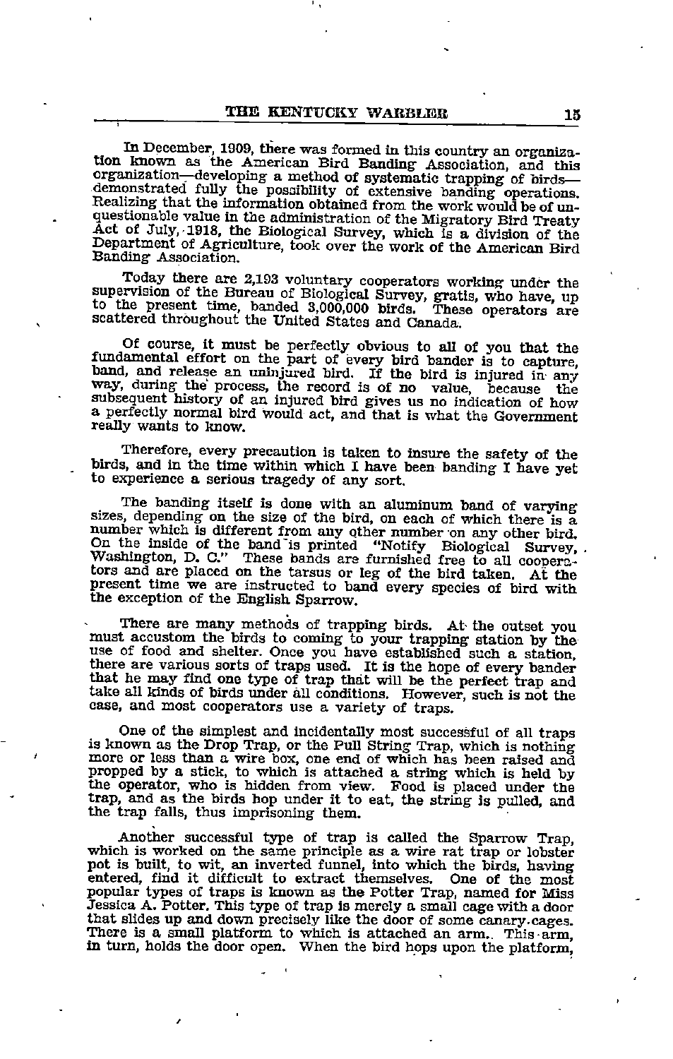In December, 1909, there was formed in this country an organization known as the American Bird Banding Association, and this organization—developing a method of systematic trapping of birds—demonstrated fully the possibility of extensive banding operations. Realizing that the information obtained from the work would be of unquestionable value in the administration of the Migratory Bird Treaty Act of July, 1918, the Biological Survey, which is a division of the Department of Agriculture, took over the work of the American Bird Banding Association.

Today there are 2,193 voluntary cooperators working under the supervision of the Bureau of Biological Survey, gratis, who have, up to the present time, banded 3,000,000 birds. These operators are scattered throughout the United States and Canada.

Of course, it must be perfectly obvious to all of you that the fundamental effort on the part of every bird bander is to capture, band, and release an uninjured bird. If the bird is injured in any way, during the process, the record is of no value, because the subsequent history of an injured bird gives us no indication of how a perfectly normal bird would act, and that is what the Government really wants to know.

Therefore, every precaution is taken to insure the safety of the birds, and in the time within which I have been banding I have yet to experience a serious tragedy of any sort.

The banding itself is done with an aluminum band of varying sizes, depending on the size of the bird, on each of which there is a number which is different from any other number on any other bird. On the inside of the band is printed "Notify Biological Survey, Washington, D. C." These bands are furnished free to all cooperators and are placed on the tarsus or leg of the bird taken. At the present time we are instructed to band every species of bird with the exception of the English Sparrow.

There are many methods of trapping birds. At the outset you must accustom the birds to coming to your trapping station by the use of food and shelter. Once you have established such a station, there are various sorts of traps used. It is the hope of every bander that he may find one type of trap that will be the perfect trap and take all kinds of birds under all conditions. However, such is not the case, and most cooperators use a variety of traps.

One of the simplest and incidentally most successful of all traps is known as the Drop Trap, or the Pull String Trap, which is nothing more or less than a wire box, one end of which has been raised and propped by a stick, to which is attached a string which is held by the operator, who is hidden from view. Food is placed under the trap, and as the birds hop under it to eat, the string is pulled, and the trap falls, thus imprisoning them.

Another successful type of trap is called the Sparrow Trap, which is worked on the same principle as a wire rat trap or lobster pot is built, to wit, an inverted funnel, into which the birds, having entered, find it difficult to extract themselves. One of the most popular types of traps is known as the Potter Trap, named for Miss Jessica A. Potter. This type of trap is merely a small cage with a door that slides up and down precisely like the door of some canary-cages. There is a small platform to which is attached an arm. This arm, in turn, holds the door open. When the bird hops upon the platform,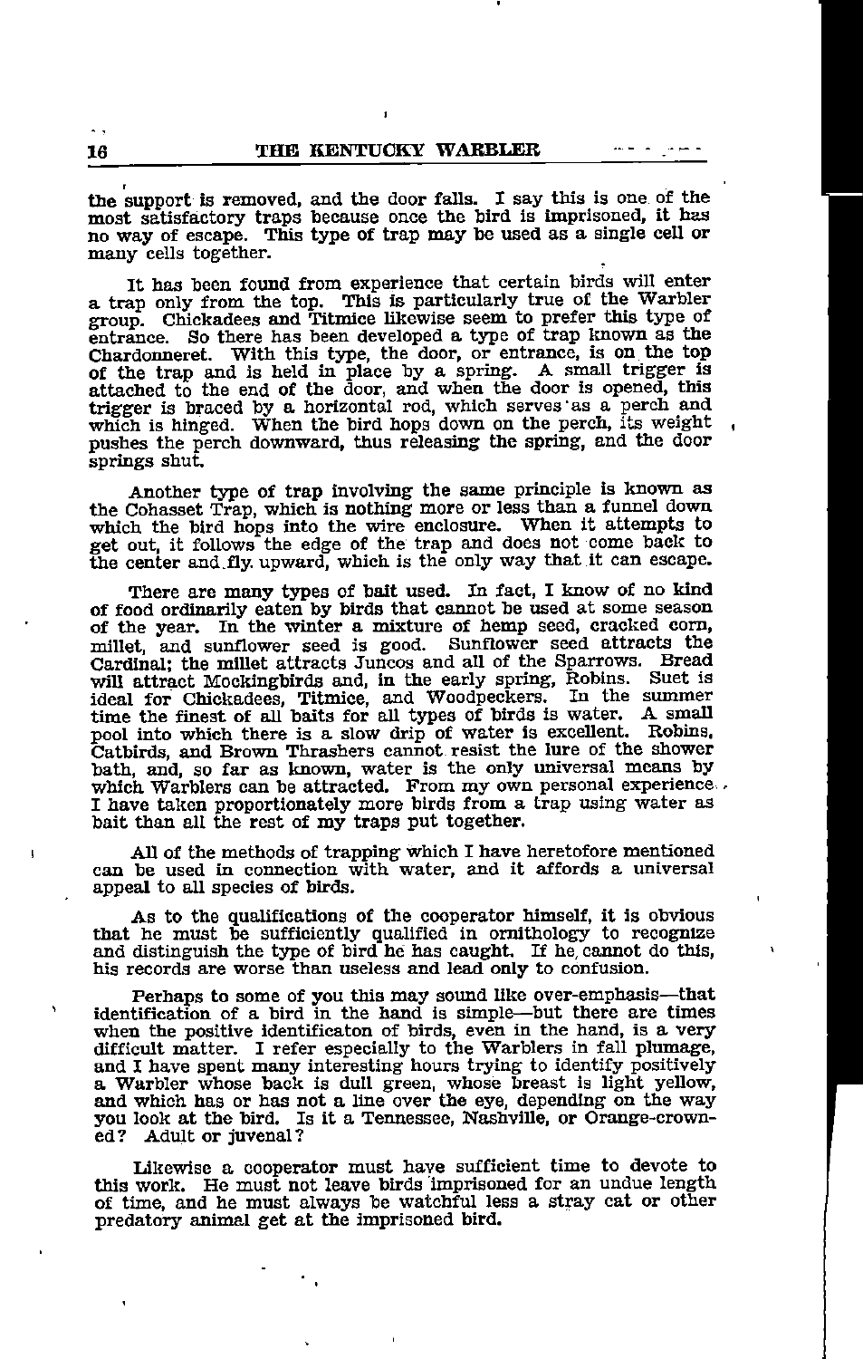the support is removed, and the door falls. I say this is one of the most satisfactory traps because once the bird is imprisoned, it has no way of escape. This type of trap may be used as a single cell or many cells together.

It has been found from experience that certain birds will enter a trap only from the top. This is particularly true of the Warbler group. Chickadees and Titmice likewise seem to prefer this type of entrance. So there has been developed a type of trap known as the Chardonneret. With this type, the door, or entrance, is on the top of the trap and is held in place by a spring. A small trigger is attached to the end of the door, and when the door is opened, this trigger is braced by a horizontal rod, which serves as a perch and which is hinged. When the bird hops down on the perch, its weight pushes the perch downward, thus releasing the spring, and the door springs shut.

Another type of trap involving the same principle is known as the Cohasset Trap, which is nothing more or less than a funnel down which the bird hops into the wire enclosure. When it attempts to get out, it follows the edge of the trap and does not come back to the center and fly upward, which is the only way that it can escape.

There are many types of bait used. In fact, I know of no kind of food ordinarily eaten by birds that cannot be used at some season of the year. In the winter a mixture of hemp seed, cracked corn, millet, and sunflower seed is good. Sunflower seed attracts the Cardinal; the millet attracts Juncos and all of the Sparrows. Bread will attract Mockingbirds and, in the early spring, Robins. Suet is ideal for Chickadees, Titmice, and Woodpeckers. In the summer time the finest of all baits for all types of birds is water. A small pool into which there is a slow drip of water is excellent. Robins, Catbirds, and Brown Thrashers cannot resist the lure of the shower bath, and, so far as known, water is the only universal means by which Warblers can be attracted. From my own personal experience I have taken proportionately more birds from a trap using water as bait than all the rest of my traps put together.

All of the methods of trapping which I have heretofore mentioned can be used in connection with water, and it affords a universal appeal to all species of birds.

As to the qualifications of the cooperator himself, it is obvious that he must be sufficiently qualified in ornithology to recognize and distinguish the type of bird he has caught. If he cannot do this, his records are worse than useless and lead only to confusion.

Perhaps to some of you this may sound like over-emphasis—that identification of a bird in the hand is simple—but there are times when the positive identificaton of birds, even in the hand, is a very difficult matter. I refer especially to the Warblers in fall plumage, and I have spent many interesting hours trying to identify positively a Warbler whose back is dull green, whose breast is light yellow, and which has or has not a line over the eye, depending on the way you look at the bird. Is it a Tennessee, Nashville, or Orange-crowned? Adult or juvenal?

Likewise a cooperator must have sufficient time to devote to this work. He must not leave birds imprisoned for an undue length of time, and he must always be watchful less a stray cat or other predatory animal get at the imprisoned bird.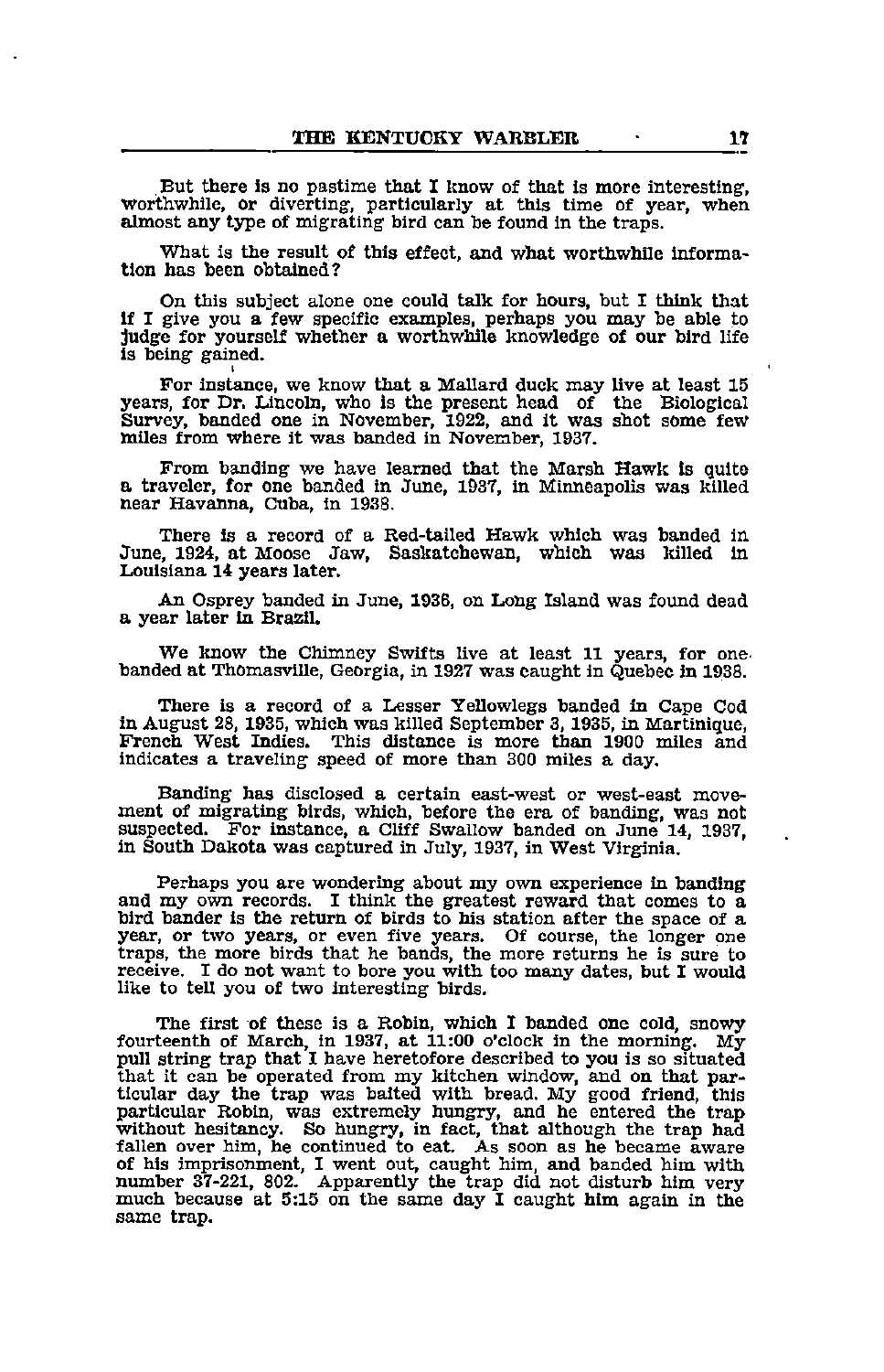But there is no pastime that I know of that is more interesting, worthwhile, or diverting, particularly at this time of year, when almost any type of migrating bird can be found in the traps.

What is the result of this effect, and what worthwhile information has been obtained?

On this subject alone one could talk for hours, but I think that if I give you a few specific examples, perhaps you may be able to judge for yourself whether a worthwhile knowledge of our bird life is being gained.

For instance, we know that a Mallard duck may live at least 15 years, for Dr. Lincoln, who is the present head of the Biological Survey, banded one in November, 1922, and it was shot some few miles from where it was banded in November, 1937.

From banding we have learned that the Marsh Hawk is quite a traveler, for one banded in June, 1937, in Minneapolis was killed near Havanna, Cuba, in 1938.

There is a record of a Red-tailed Hawk which was banded in June, 1924, at Moose Jaw, Saskatchewan, which was killed in Louisiana 14 years later.

An Osprey banded in June, 1936, on Long Island was found dead a year later in Brazil.

We know the Chimney Swifts live at least 11 years, for one banded at Thomasville, Georgia, in 1927 was caught in Quebec in 1938.

There is a record of a Lesser Yellowlegs banded in Cape Cod in August 28, 1935, which was killed September 3, 1935, in Martinique, French West Indies. This distance is more than 1900 miles and indicates a traveling speed of more than 300 miles a day.

Banding has disclosed a certain east-west or west-east movement of migrating birds, which, before the era of banding, was not suspected. For instance, a Cliff Swallow banded on June 14, 1937, in South Dakota was captured in July, 1937, in West Virginia.

Perhaps you are wondering about my own experience in banding and my own records. I think the greatest reward that comes to a bird bander is the return of birds to his station after the space of a year, or two years, or even five years. Of course, the longer one traps, the more birds that he bands, the more returns he is sure to receive. I do not want to bore you with too many dates, but I would like to tell you of two interesting birds.

The first of these is a Robin, which I banded one cold, snowy fourteenth of March, in 1937, at 11:00 o'clock in the morning. My pull string trap that I have heretofore described to you is so situated that it can be operated from my kitchen window, and on that particular day the trap was baited with bread. My good friend, this particular Robin, was extremely hungry, and he entered the trap without hesitancy. So hungry, in fact, that although the trap had fallen over him, he continued to eat. As soon as he became aware of his imprisonment, I went out, caught him, and banded him with number 37-221, 802. Apparently the trap did not disturb him very much because at 5:15 on the same day I caught him again in the same trap.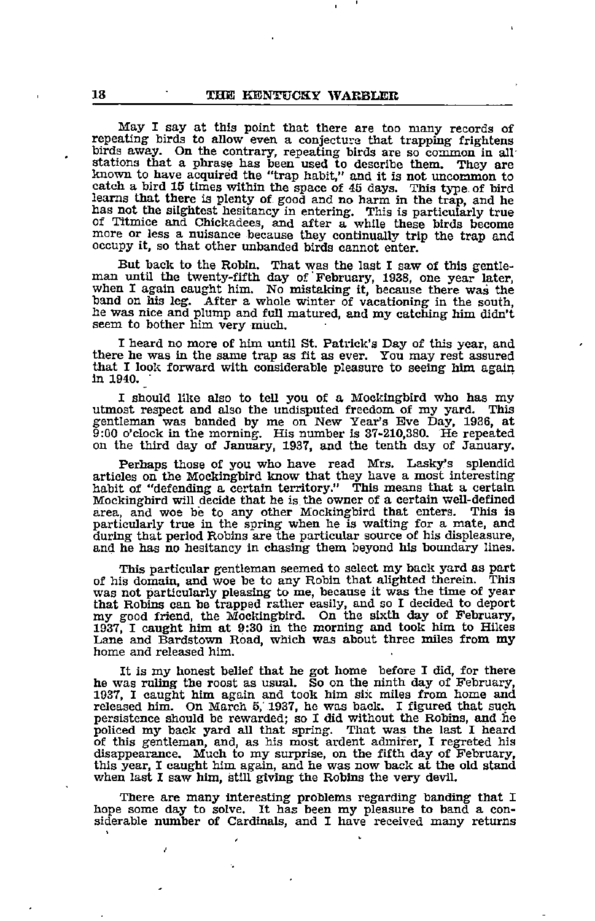May I say at this point that there are too many records of repeating birds to allow even a conjecture that trapping frightens birds away. On the contrary, repeating birds are so common in all stations that a phrase has been used to describe them. They are known to have acquired the "trap habit," and it is not uncommon to catch a bird 15 times within the space of 45 days. This type of bird learns that there is plenty of good and no harm in the trap, and he has not the slightest hesitancy in entering. This is particularly true of Titmice and Chickadees, and after a while these birds become more or less a nuisance because they continually trip the trap and occupy it, so that other unbanded birds cannot enter.

But back to the Robin. That was the last I saw of this gentleman until the twenty-fifth day of February, 1938, one year later, when I again caught him. No mistaking it, because there was the band on his leg. After a whole winter of vacationing in the south, he was nice and plump and full matured, and my catching him didn't seem to bother him very much.

I heard no more of him until St. Patrick's Day of this year, and there he was in the same trap as fit as ever. You may rest assured that I look forward with considerable pleasure to seeing him again in 1940.

I should like also to tell you of a Mockingbird who has my utmost respect and also the undisputed freedom of my yard. This gentleman was banded by me on New Year's Eve Day, 1936, at 9:00 o'clock in the morning. His number is 37-210,380. He repeated on the third day of January, 1937, and the tenth day of January.

Perhaps those of you who have read Mrs. Lasky's splendid articles on the Mockingbird know that they have a most interesting habit of "defending a certain territory." This means that a certain Mockingbird will decide that he is the owner of a certain well-defined area, and woe be to any other Mockingbird that enters. This is particularly true in the spring when he is waiting for a mate, and during that period Robins are the particular source of his displeasure, and he has no hesitancy in chasing them beyond his boundary lines.

This particular gentleman seemed to select my back yard as part of his domain, and woe be to any Robin that alighted therein. This was not particularly pleasing to me, because it was the time of year that Robins can be trapped rather easily, and so I decided to deport my good friend, the Mockingbird. On the sixth day of February, 1937, I caught him at 9:30 in the morning and took him to Hikes Lane and Bardstown Road, which was about three miles from my home and released him.

It is my honest belief that he got home before I did, for there he was ruling the roost as usual. So on the ninth day of February, 1937, I caught him again and took him six miles from home and released him. On March 5, 1937, he was back. I figured that such persistence should be rewarded; so I did without the Robins, and he policed my back yard all that spring. That was the last I heard of this gentleman, and, as his most ardent admirer, I regretted his disappearance. Much to my surprise, on the fifth day of February, this year, I caught him again, and he was now back at the old stand when last I saw him, still giving the Robins the very devil.

There are many interesting problems regarding banding that I hope some day to solve. It has been my pleasure to band a considerable number of Cardinals, and I have received many returns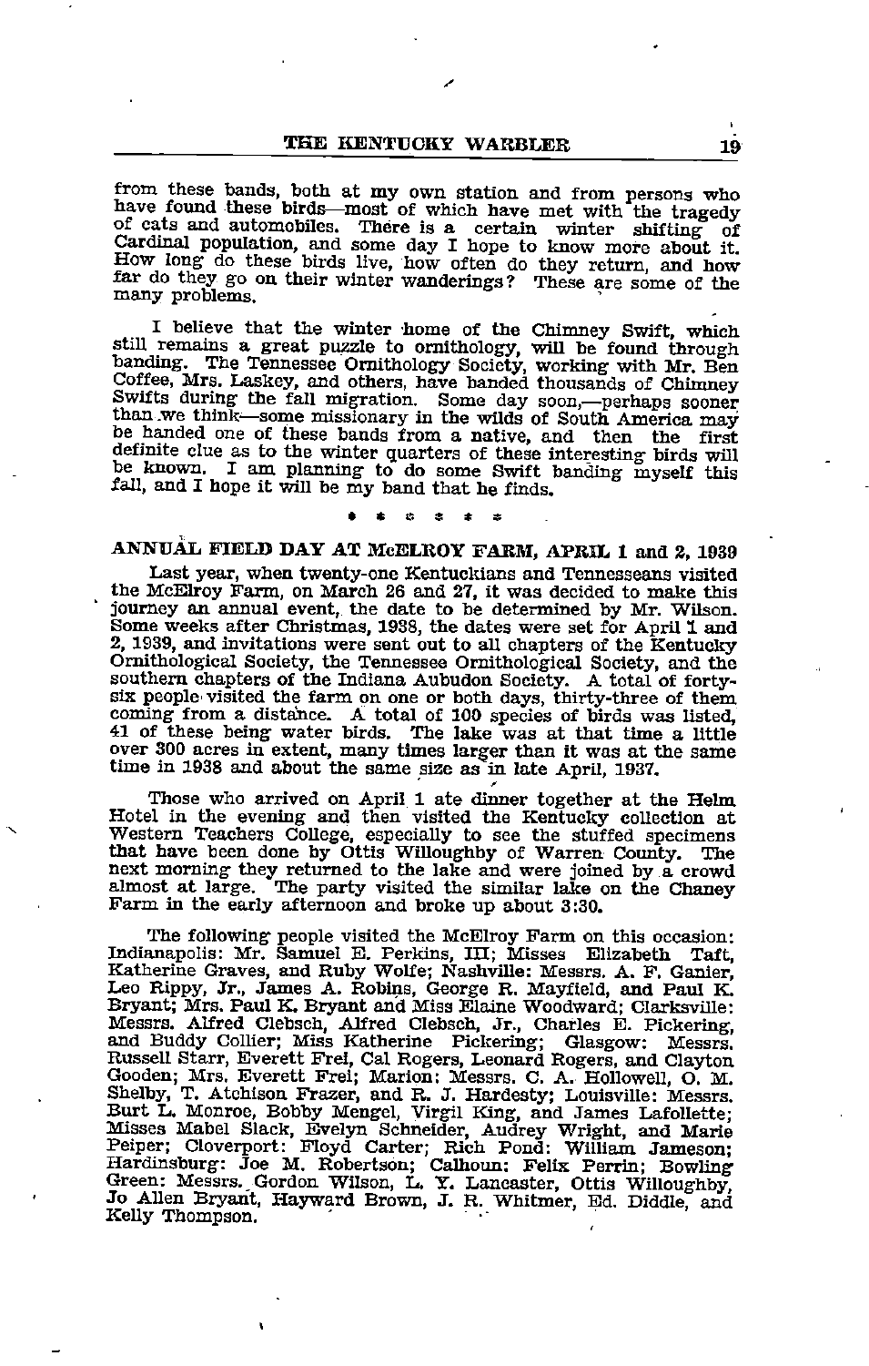from these bands, both at my own station and from persons who have found these birds—most of which have met with the tragedy of cats and automobiles. There is a certain winter shifting of Cardinal population, and some day I hope to know more about it. How long do these birds live, how often do they return, and how far do they go on their winter wanderings? These are some of the many problems.

I believe that the winter home of the Chimney Swift, which still remains a great puzzle to ornithology, will be found through banding. The Tennessee Ornithology Society, working with Mr. Ben Coffee, Mrs. Laskey, and others, have banded thousands of Chimney Swifts during the fall migration. Some day soon,—perhaps sooner than we think—some missionary in the wilds of South America may be handed one of these bands from a native, and then the first definite clue as to the winter quarters of these interesting birds will be known. I am planning to do some Swift banding myself this fall, and I hope it will be my band that he finds.

\* \* \* \* \* \*

## ANNUAL FIELD DAY AT McELROY FARM, APRIL 1 and 2, 1939

Last year, when twenty-one Kentuckians and Tennesseans visited the McElroy Farm, on March 26 and 27, it was decided to make this journey an annual event, the date to be determined by Mr. Wilson. Some weeks after Christmas, 1938, the dates were set for April 1 and 2, 1939, and invitations were sent out to all chapters of the Kentucky Ornithological Society, the Tennessee Ornithological Society, and the southern chapters of the Indiana Audubon Society. A total of forty-six people visited the farm on one or both days, thirty-three of them coming from a distance. A total of 100 species of birds was listed, 41 of these being water birds. The lake was at that time a little over 300 acres in extent, many times larger than it was at the same time in 1938 and about the same size as in late April, 1937.

Those who arrived on April 1 ate dinner together at the Helm Hotel in the evening and then visited the Kentucky collection at Western Teachers College, especially to see the stuffed specimens that have been done by Ottis Willoughby of Warren County. The next morning they returned to the lake and were joined by a crowd almost at large. The party visited the similar lake on the Chaney Farm in the early afternoon and broke up about 3:30.

The following people visited the McElroy Farm on this occasion: Indianapolis: Mr. Samuel E. Perkins, III; Misses Elizabeth Taft, Katherine Graves, and Ruby Wolfe; Nashville: Messrs. A. F. Ganier, Leo Rippy, Jr., James A. Robins, George R. Mayfield, and Paul K. Bryant; Mrs. Paul K. Bryant and Miss Elaine Woodward; Clarksville: Messrs. Alfred Clebsch, Alfred Clebsch, Jr., Charles E. Pickering, and Buddy Collier; Miss Katherine Pickering; Glasgow: Messrs. Russell Starr, Everett Frei, Cal Rogers, Leonard Rogers, and Clayton Gooden; Mrs. Everett Frei; Marion: Messrs. C. A. Hollowell, O. M. Shelby, T. Atchison Frazer, and R. J. Hardesty; Louisville: Messrs. Burt L. Monroe, Bobby Mengel, Virgil King, and James Lafollette; Misses Mabel Slack, Evelyn Schneider, Audrey Wright, and Marie Peiper; Cloverport: Floyd Carter; Rich Pond: William Jameson; Hardinsburg: Joe M. Robertson; Calhoun: Felix Perrin; Bowling Green: Messrs. Gordon Wilson, L. Y. Lancaster, Ottis Willoughby, Jo Allen Bryant, Hayward Brown, J. R. Whitmer, Ed. Diddle, and Kelly Thompson.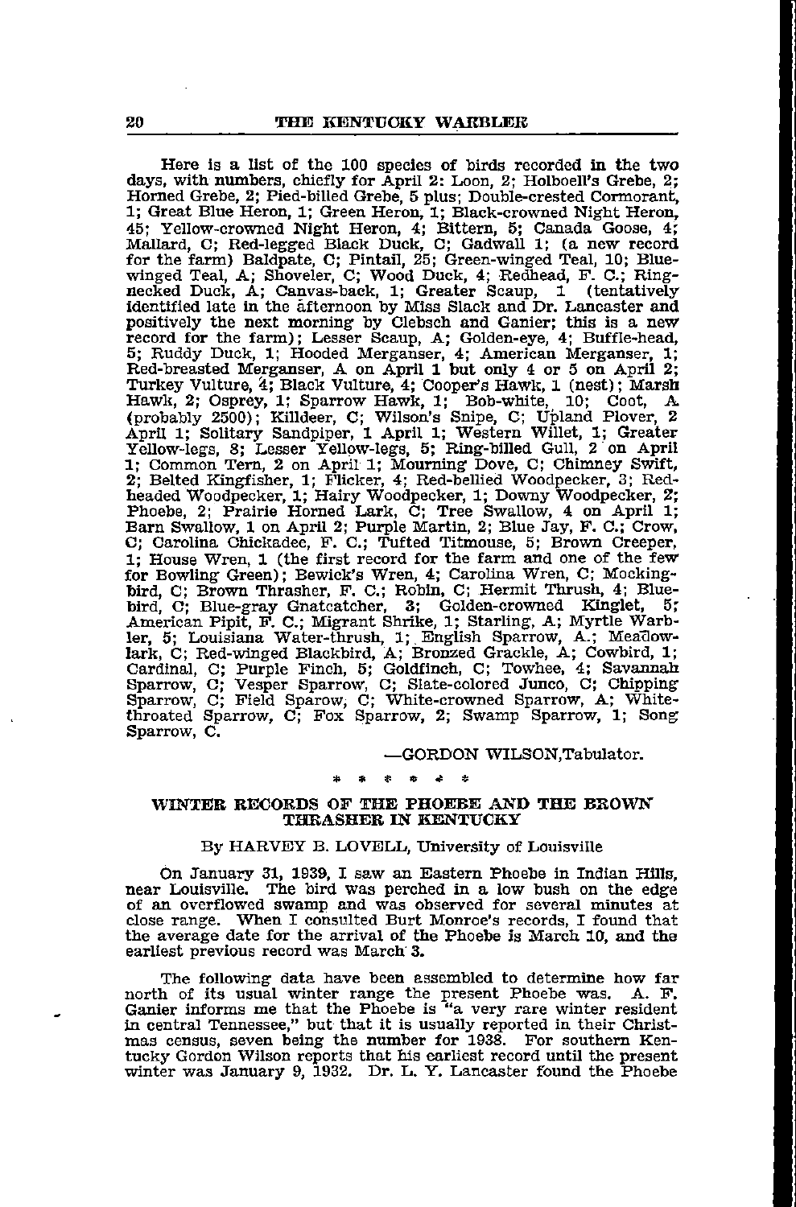Here is a list of the 100 species of birds recorded in the two days, with numbers, chiefly for April 2: Loon, 2; Holboell's Grebe, 2; Horned Grebe, 2; Pied-billed Grebe, 5 plus; Double-crested Cormorant, 1; Great Blue Heron, 1; Green Heron, 1; Black-crowned Night Heron, 45; Yellow-crowned Night Heron, 4; Bittern, 5; Canada Goose, 4; Mallard, C; Red-legged Black Duck, C; Gadwall 1; (a new record for the farm) Baldpate, C; Pintail, 25; Green-winged Teal, 10; Blue-winged Teal, A; Shoveler, C; Wood Duck, 4; Redhead, F. C.; Ring-necked Duck, A; Canvas-back, 1; Greater Scaup, 1 (tentatively identified late in the afternoon by Miss Slack and Dr. Lancaster and positively the next morning by Clebsch and Ganier; this is a new record for the farm); Lesser Scaup, A; Golden-eye, 4; Buffle-head, 5; Ruddy Duck, 1; Hooded Merganser, 4; American Merganser, 1; Red-breasted Merganser, A on April 1 but only 4 or 5 on April 2; Turkey Vulture, 4; Black Vulture, 4; Cooper's Hawk, 1 (nest); Marsh Hawk, 2; Osprey, 1; Sparrow Hawk, 1; Bob-white, 10; Coot, A (probably 2500); Killdeer, C; Wilson's Snipe, C; Upland Plover, 2 April 1; Solitary Sandpiper, 1 April 1; Western Willet, 1; Greater Yellow-legs, 8; Lesser Yellow-legs, 5; Ring-billed Gull, 2 on April 1; Common Tern, 2 on April 1; Mourning Dove, C; Chimney Swift, 2; Belted Kingfisher, 1; Flicker, 4; Red-bellied Woodpecker, 3; Red-headed Woodpecker, 1; Hairy Woodpecker, 1; Downy Woodpecker, 2; Phoebe, 2; Prairie Horned Lark, C; Tree Swallow, 4 on April 1; Barn Swallow, 1 on April 2; Purple Martin, 2; Blue Jay, F. C.; Crow, C; Carolina Chickadee, F. C.; Tufted Titmouse, 5; Brown Creeper, 1; House Wren, 1 (the first record for the farm and one of the few for Bowling Green); Bewick's Wren, 4; Carolina Wren, C; Mockingbird, C; Brown Thrasher, F. C.; Robin, C; Hermit Thrush, 4; Bluebird, C; Blue-gray Gnatcatcher, 3; Golden-crowned Kinglet, 5; American Pipit, F. C.; Migrant Shrike, 1; Starling, A; Myrtle Warbler, 5; Louisiana Water-thrush, 1; English Sparrow, A.; Meadowlark, C; Red-winged Blackbird, A; Bronzed Grackle, A; Cowbird, 1; Cardinal, C; Purple Finch, 5; Goldfinch, C; Towhee, 4; Savannah Sparrow, C; Vesper Sparrow, C; Slate-colored Junco, C; Chipping Sparrow, C; Field Sparow, C; White-crowned Sparrow, A; White-throated Sparrow, C; Fox Sparrow, 2; Swamp Sparrow, 1; Song Sparrow, C.

—GORDON WILSON, Tabulator.

\* \* \* \* \* \*

## WINTER RECORDS OF THE PHOEBE AND THE BROWN THRASHER IN KENTUCKY

By HARVEY B. LOVELL, University of Louisville

On January 31, 1939, I saw an Eastern Phoebe in Indian Hills, near Louisville. The bird was perched in a low bush on the edge of an overflowed swamp and was observed for several minutes at close range. When I consulted Burt Monroe's records, I found that the average date for the arrival of the Phoebe is March 10, and the earliest previous record was March 3.

The following data have been assembled to determine how far north of its usual winter range the present Phoebe was. A. F. Ganier informs me that the Phoebe is "a very rare winter resident in central Tennessee," but that it is usually reported in their Christmas census, seven being the number for 1938. For southern Kentucky Gordon Wilson reports that his earliest record until the present winter was January 9, 1932. Dr. L. Y. Lancaster found the Phoebe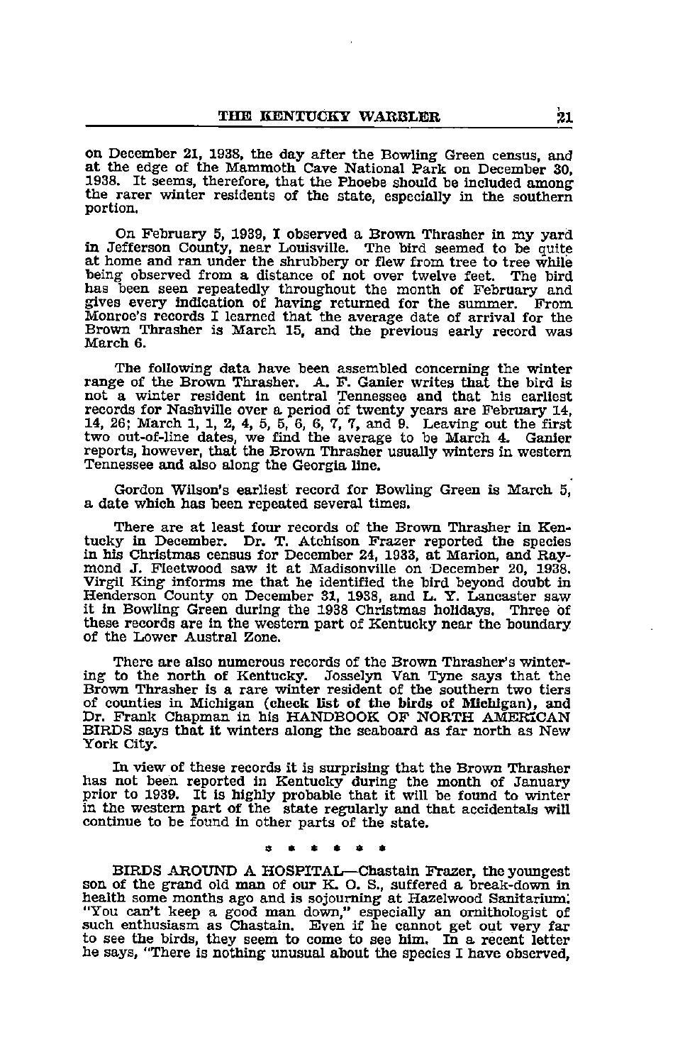on December 21, 1938, the day after the Bowling Green census, and at the edge of the Mammoth Cave National Park on December 30, 1938. It seems, therefore, that the Phoebe should be included among the rarer winter residents of the state, especially in the southern portion.

On February 5, 1939, I observed a Brown Thrasher in my yard in Jefferson County, near Louisville. The bird seemed to be quite at home and ran under the shrubbery or flew from tree to tree while being observed from a distance of not over twelve feet. The bird has been seen repeatedly throughout the month of February and gives every indication of having returned for the summer. From Monroe's records I learned that the average date of arrival for the Brown Thrasher is March 15, and the previous early record was March 6.

The following data have been assembled concerning the winter range of the Brown Thrasher. A. F. Ganier writes that the bird is not a winter resident in central Tennessee and that his earliest records for Nashville over a period of twenty years are February 14, 14, 26; March 1, 1, 2, 4, 5, 5, 6, 6, 7, 7, and 9. Leaving out the first two out-of-line dates, we find the average to be March 4. Ganier reports, however, that the Brown Thrasher usually winters in western Tennessee and also along the Georgia line.

Gordon Wilson's earliest record for Bowling Green is March 5, a date which has been repeated several times.

There are at least four records of the Brown Thrasher in Kentucky in December. Dr. T. Atchison Frazer reported the species in his Christmas census for December 24, 1933, at Marion, and Raymond J. Fleetwood saw it at Madisonville on December 20, 1938. Virgil King informs me that he identified the bird beyond doubt in Henderson County on December 31, 1938, and L. Y. Lancaster saw it in Bowling Green during the 1938 Christmas holidays. Three of these records are in the western part of Kentucky near the boundary of the Lower Austral Zone.

There are also numerous records of the Brown Thrasher's wintering to the north of Kentucky. Josselyn Van Tyne says that the Brown Thrasher is a rare winter resident of the southern two tiers of counties in Michigan (**check list of the birds of Michigan**), and Dr. Frank Chapman in his HANDBOOK OF NORTH AMERICAN BIRDS says that it winters along the seaboard as far north as New York City.

In view of these records it is surprising that the Brown Thrasher has not been reported in Kentucky during the month of January prior to 1939. It is highly probable that it will be found to winter in the western part of the state regularly and that accidentals will continue to be found in other parts of the state.

\* \* \* \* \* \*

BIRDS AROUND A HOSPITAL—Chastain Frazer, the youngest son of the grand old man of our K. O. S., suffered a break-down in health some months ago and is sojourning at Hazelwood Sanitarium. "You can't keep a good man down," especially an ornithologist of such enthusiasm as Chastain. Even if he cannot get out very far to see the birds, they seem to come to see him. In a recent letter he says, "There is nothing unusual about the species I have observed,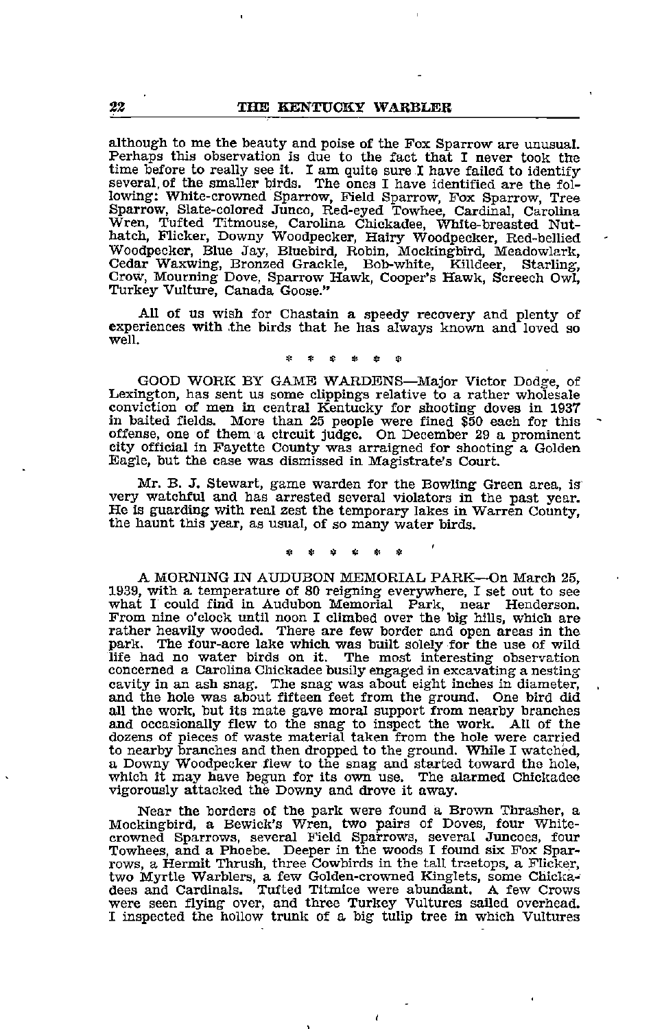although to me the beauty and poise of the Fox Sparrow are unusual. Perhaps this observation is due to the fact that I never took the time before to really see it. I am quite sure I have failed to identify several, of the smaller birds. The ones I have identified are the following: White-crowned Sparrow, Field Sparrow, Fox Sparrow, Tree Sparrow, Slate-colored Junco, Red-eyed Towhee, Cardinal, Carolina Wren, Tufted Titmouse, Carolina Chickadee, White-breasted Nuthatch, Flicker, Downy Woodpecker, Hairy Woodpecker, Red-bellied Woodpecker, Blue Jay, Bluebird, Robin, Mockingbird, Meadowlark, Cedar Waxwing, Bronzed Grackle, Bob-white, Killdeer, Starling, Crow, Mourning Dove, Sparrow Hawk, Cooper's Hawk, Screech Owl, Turkey Vulture, Canada Goose."

All of us wish for Chastain a speedy recovery and plenty of experiences with the birds that he has always known and loved so well.

\* \* \* \* \* \*

GOOD WORK BY GAME WARDENS—Major Victor Dodge, of Lexington, has sent us some clippings relative to a rather wholesale conviction of men in central Kentucky for shooting doves in 1937 in baited fields. More than 25 people were fined $50 each for this offense, one of them a circuit judge. On December 29 a prominent city official in Fayette County was arraigned for shooting a Golden Eagle, but the case was dismissed in Magistrate's Court.

Mr. B. J. Stewart, game warden for the Bowling Green area, is very watchful and has arrested several violators in the past year. He is guarding with real zest the temporary lakes in Warren County, the haunt this year, as usual, of so many water birds.

\* \* \* \* \* \*

A MORNING IN AUDUBON MEMORIAL PARK—On March 25, 1939, with a temperature of 80 reigning everywhere, I set out to see what I could find in Audubon Memorial Park, near Henderson. From nine o'clock until noon I climbed over the big hills, which are rather heavily wooded. There are few border and open areas in the park. The four-acre lake which was built solely for the use of wild life had no water birds on it. The most interesting observation concerned a Carolina Chickadee busily engaged in excavating a nesting cavity in an ash snag. The snag was about eight inches in diameter, and the hole was about fifteen feet from the ground. One bird did all the work, but its mate gave moral support from nearby branches and occasionally flew to the snag to inspect the work. All of the dozens of pieces of waste material taken from the hole were carried to nearby branches and then dropped to the ground. While I watched, a Downy Woodpecker flew to the snag and started toward the hole, which it may have begun for its own use. The alarmed Chickadee vigorously attacked the Downy and drove it away.

Near the borders of the park were found a Brown Thrasher, a Mockingbird, a Bewick's Wren, two pairs of Doves, four White-crowned Sparrows, several Field Sparrows, several Juncoes, four Towhees, and a Phoebe. Deeper in the woods I found six Fox Sparrows, a Hermit Thrush, three Cowbirds in the tall treetops, a Flicker, two Myrtle Warblers, a few Golden-crowned Kinglets, some Chickadees and Cardinals. Tufted Titmice were abundant. A few Crows were seen flying over, and three Turkey Vultures sailed overhead. I inspected the hollow trunk of a big tulip tree in which Vultures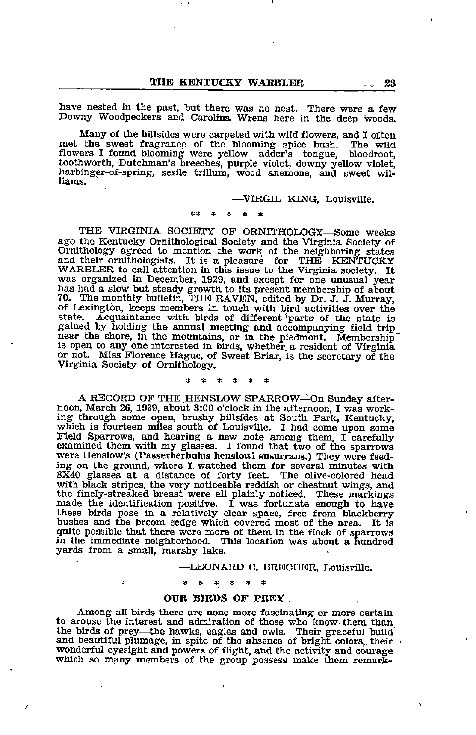have nested in the past, but there was no nest. There were a few Downy Woodpeckers and Carolina Wrens here in the deep woods.

Many of the hillsides were carpeted with wild flowers, and I often met the sweet fragrance of the blooming spice bush. The wild flowers I found blooming were yellow adder's tongue, bloodroot, toothworth, Dutchman's breeches, purple violet, downy yellow violet, harbinger-of-spring, sesile trillum, wood anemone, and sweet williams.

—VIRGIL KING, Louisville.

\* \* \* \* \*

THE VIRGINIA SOCIETY OF ORNITHOLOGY—Some weeks ago the Kentucky Ornithological Society and the Virginia Society of Ornithology agreed to mention the work of the neighboring states and their ornithologists. It is a pleasure for THE KENTUCKY WARBLER to call attention in this issue to the Virginia society. It was organized in December, 1929, and except for one unusual year has had a slow but steady growth to its present membership of about 70. The monthly bulletin, THE RAVEN, edited by Dr. J. J. Murray, of Lexington, keeps members in touch with bird activities over the state. Acquaintance with birds of different parts of the state is gained by holding the annual meeting and accompanying field trip near the shore, in the mountains, or in the piedmont. Membership is open to any one interested in birds, whether a resident of Virginia or not. Miss Florence Hague, of Sweet Briar, is the secretary of the Virginia Society of Ornithology.

\* \* \* \* \* \*

A RECORD OF THE HENSLOW SPARROW—On Sunday afternoon, March 26, 1939, about 3:00 o'clock in the afternoon, I was working through some open, brushy hillsides at South Park, Kentucky, which is fourteen miles south of Louisville. I had come upon some Field Sparrows, and hearing a new note among them, I carefully examined them with my glasses. I found that two of the sparrows were Henslow's (Passerherbulus henslowi susurrans.) They were feeding on the ground, where I watched them for several minutes with 8X40 glasses at a distance of forty feet. The olive-colored head with black stripes, the very noticeable reddish or chestnut wings, and the finely-streaked breast were all plainly noticed. These markings made the identification positive. I was fortunate enough to have these birds pose in a relatively clear space, free from blackberry bushes and the broom sedge which covered most of the area. It is quite possible that there were more of them in the flock of sparrows in the immediate neighborhood. This location was about a hundred yards from a small, marshy lake.

—LEONARD C. BRECHER, Louisville.

\* \* \* \* \* \*

## OUR BIRDS OF PREY

Among all birds there are none more fascinating or more certain to arouse the interest and admiration of those who know them than the birds of prey—the hawks, eagles and owls. Their graceful build and beautiful plumage, in spite of the absence of bright colors, their wonderful eyesight and powers of flight, and the activity and courage which so many members of the group possess make them remark-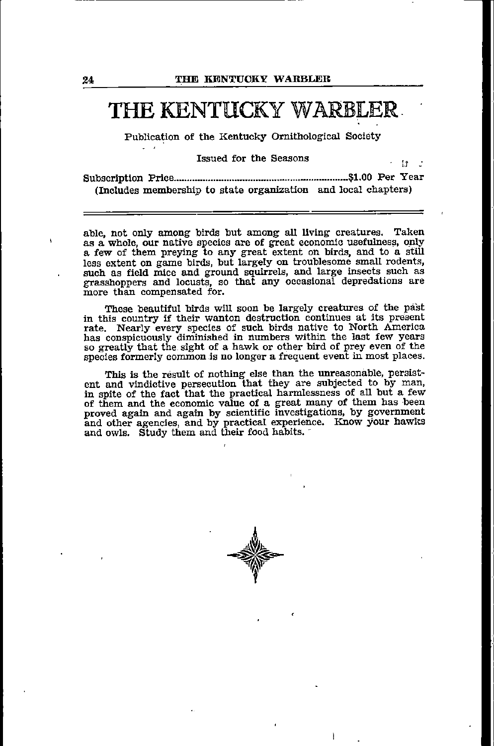# THE KENTUCKY WARBLER

Publication of the Kentucky Ornithological Society

Issued for the Seasons

Subscription Price.......................................................................$1.00 Per Year
(Includes membership to state organization and local chapters)

---

able, not only among birds but among all living creatures. Taken as a whole, our native species are of great economic usefulness, only a few of them preying to any great extent on birds, and to a still less extent on game birds, but largely on troublesome small rodents, such as field mice and ground squirrels, and large insects such as grasshoppers and locusts, so that any occasional depredations are more than compensated for.

These beautiful birds will soon be largely creatures of the past in this country if their wanton destruction continues at its present rate. Nearly every species of such birds native to North America has conspicuously diminished in numbers within the last few years so greatly that the sight of a hawk or other bird of prey even of the species formerly common is no longer a frequent event in most places.

This is the result of nothing else than the unreasonable, persistent and vindictive persecution that they are subjected to by man, in spite of the fact that the practical harmlessness of all but a few of them and the economic value of a great many of them has been proved again and again by scientific investigations, by government and other agencies, and by practical experience. Know your hawks and owls. Study them and their food habits.